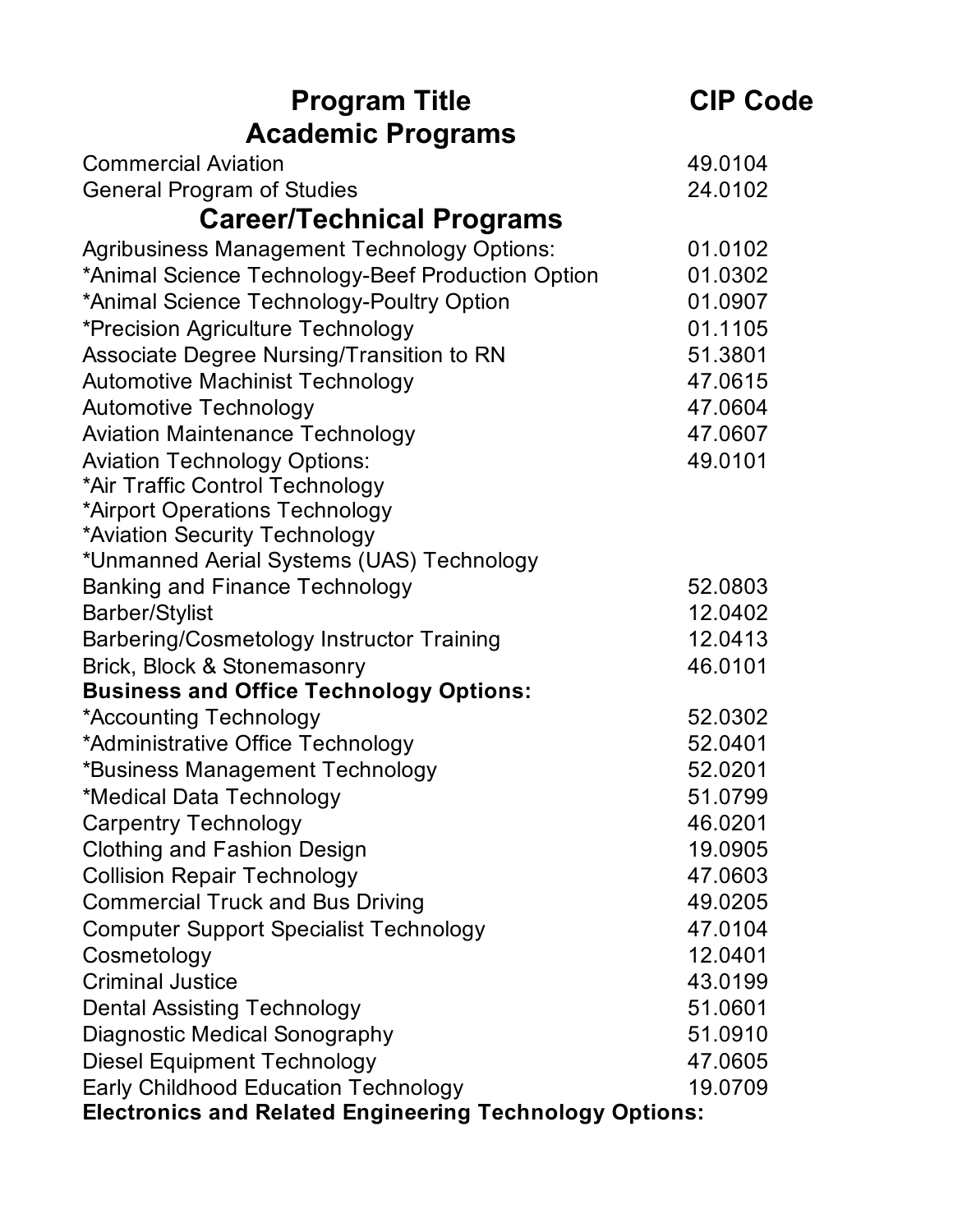| Program Title | CIP Code |
| --- | --- |
| **Academic Programs** | |
| Commercial Aviation | 49.0104 |
| General Program of Studies | 24.0102 |
| **Career/Technical Programs** | |
| Agribusiness Management Technology Options: | 01.0102 |
| *Animal Science Technology-Beef Production Option | 01.0302 |
| *Animal Science Technology-Poultry Option | 01.0907 |
| *Precision Agriculture Technology | 01.1105 |
| Associate Degree Nursing/Transition to RN | 51.3801 |
| Automotive Machinist Technology | 47.0615 |
| Automotive Technology | 47.0604 |
| Aviation Maintenance Technology | 47.0607 |
| Aviation Technology Options: | 49.0101 |
| *Air Traffic Control Technology | |
| *Airport Operations Technology | |
| *Aviation Security Technology | |
| *Unmanned Aerial Systems (UAS) Technology | |
| Banking and Finance Technology | 52.0803 |
| Barber/Stylist | 12.0402 |
| Barbering/Cosmetology Instructor Training | 12.0413 |
| Brick, Block & Stonemasonry | 46.0101 |
| **Business and Office Technology Options:** | |
| *Accounting Technology | 52.0302 |
| *Administrative Office Technology | 52.0401 |
| *Business Management Technology | 52.0201 |
| *Medical Data Technology | 51.0799 |
| Carpentry Technology | 46.0201 |
| Clothing and Fashion Design | 19.0905 |
| Collision Repair Technology | 47.0603 |
| Commercial Truck and Bus Driving | 49.0205 |
| Computer Support Specialist Technology | 47.0104 |
| Cosmetology | 12.0401 |
| Criminal Justice | 43.0199 |
| Dental Assisting Technology | 51.0601 |
| Diagnostic Medical Sonography | 51.0910 |
| Diesel Equipment Technology | 47.0605 |
| Early Childhood Education Technology | 19.0709 |
| **Electronics and Related Engineering Technology Options:** | |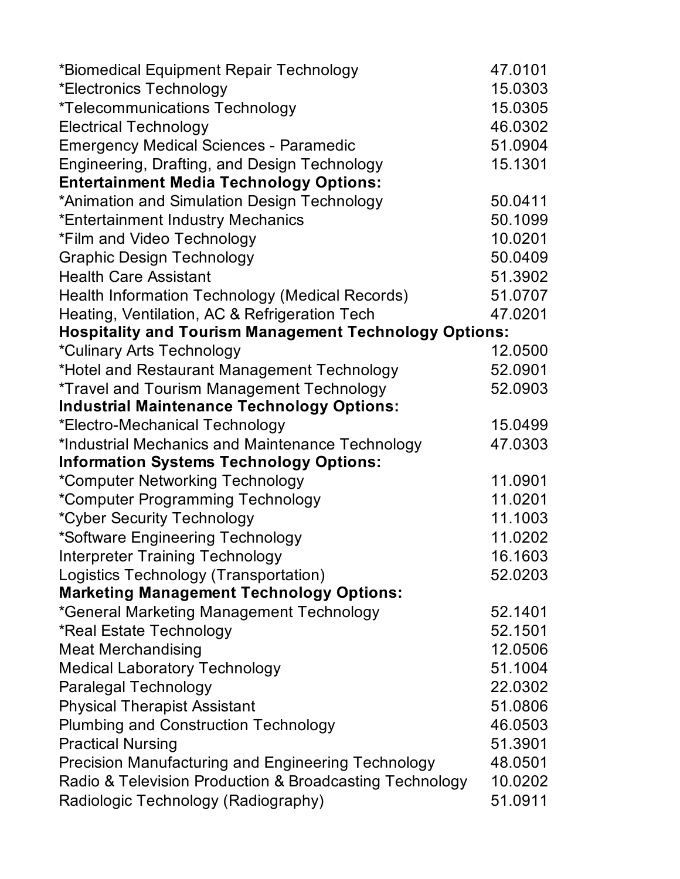| | |
|---|---|
| *Biomedical Equipment Repair Technology | 47.0101 |
| *Electronics Technology | 15.0303 |
| *Telecommunications Technology | 15.0305 |
| Electrical Technology | 46.0302 |
| Emergency Medical Sciences - Paramedic | 51.0904 |
| Engineering, Drafting, and Design Technology | 15.1301 |
| **Entertainment Media Technology Options:** | |
| *Animation and Simulation Design Technology | 50.0411 |
| *Entertainment Industry Mechanics | 50.1099 |
| *Film and Video Technology | 10.0201 |
| Graphic Design Technology | 50.0409 |
| Health Care Assistant | 51.3902 |
| Health Information Technology (Medical Records) | 51.0707 |
| Heating, Ventilation, AC & Refrigeration Tech | 47.0201 |
| **Hospitality and Tourism Management Technology Options:** | |
| *Culinary Arts Technology | 12.0500 |
| *Hotel and Restaurant Management Technology | 52.0901 |
| *Travel and Tourism Management Technology | 52.0903 |
| **Industrial Maintenance Technology Options:** | |
| *Electro-Mechanical Technology | 15.0499 |
| *Industrial Mechanics and Maintenance Technology | 47.0303 |
| **Information Systems Technology Options:** | |
| *Computer Networking Technology | 11.0901 |
| *Computer Programming Technology | 11.0201 |
| *Cyber Security Technology | 11.1003 |
| *Software Engineering Technology | 11.0202 |
| Interpreter Training Technology | 16.1603 |
| Logistics Technology (Transportation) | 52.0203 |
| **Marketing Management Technology Options:** | |
| *General Marketing Management Technology | 52.1401 |
| *Real Estate Technology | 52.1501 |
| Meat Merchandising | 12.0506 |
| Medical Laboratory Technology | 51.1004 |
| Paralegal Technology | 22.0302 |
| Physical Therapist Assistant | 51.0806 |
| Plumbing and Construction Technology | 46.0503 |
| Practical Nursing | 51.3901 |
| Precision Manufacturing and Engineering Technology | 48.0501 |
| Radio & Television Production & Broadcasting Technology | 10.0202 |
| Radiologic Technology (Radiography) | 51.0911 |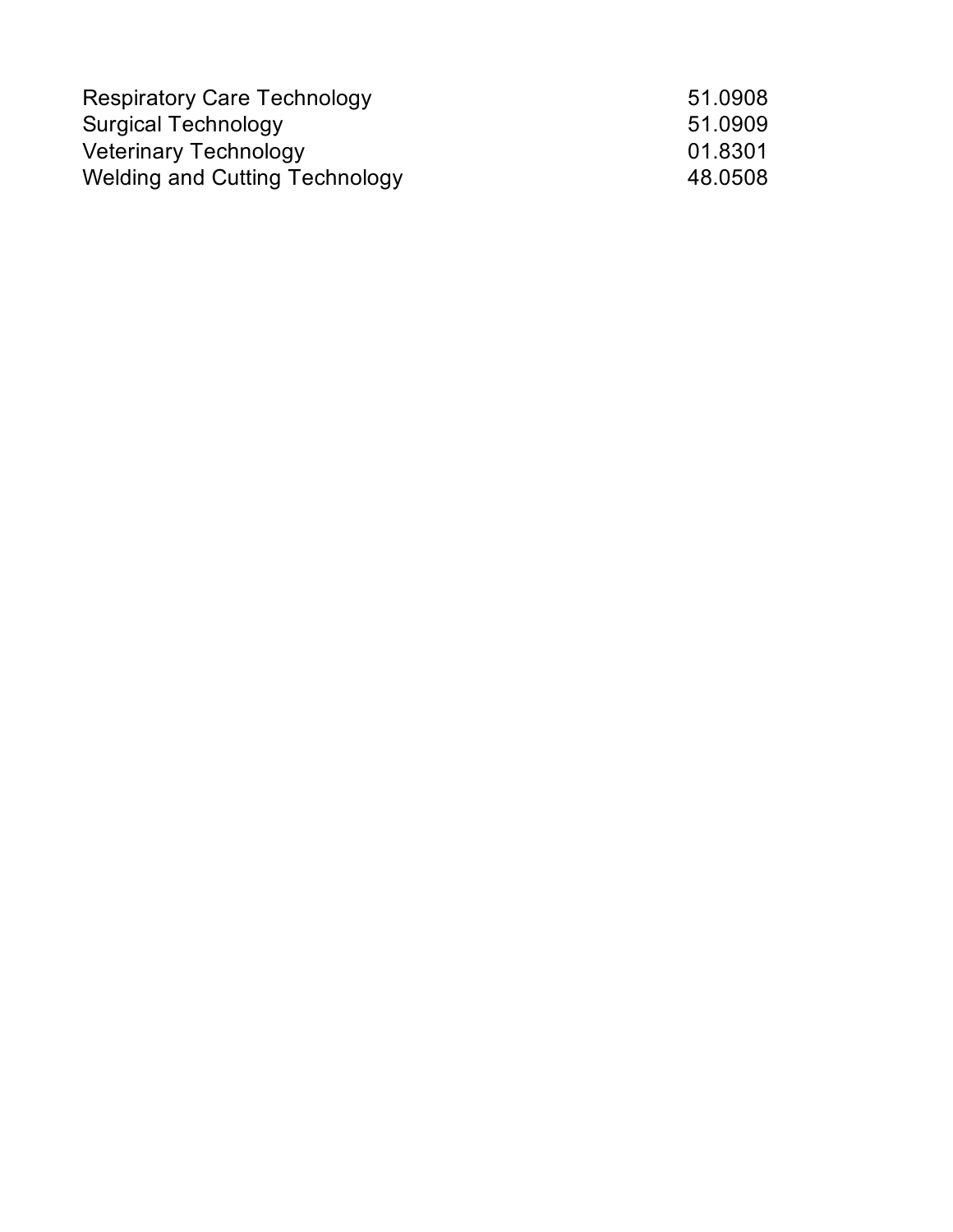| | |
|---|---|
| Respiratory Care Technology | 51.0908 |
| Surgical Technology | 51.0909 |
| Veterinary Technology | 01.8301 |
| Welding and Cutting Technology | 48.0508 |